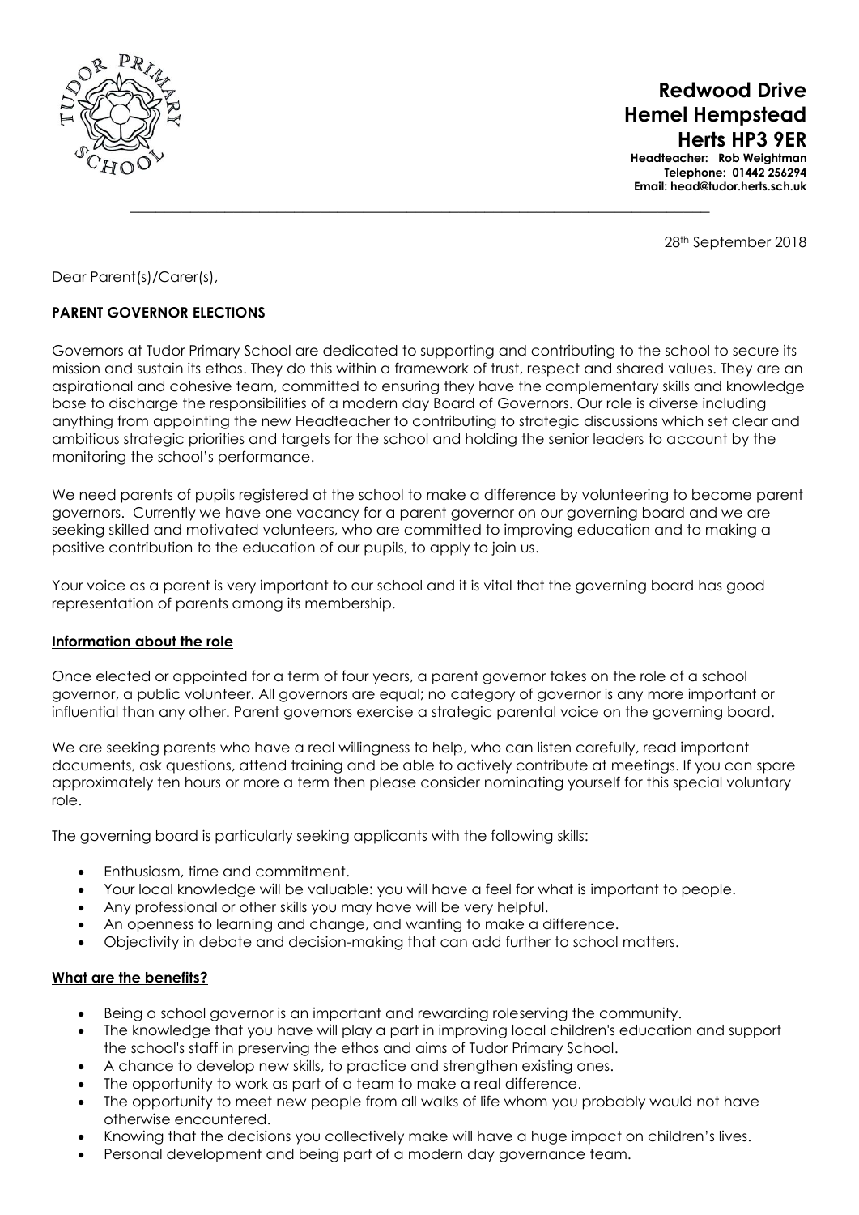**Redwood Drive**
**Hemel Hempstead**
**Herts HP3 9ER**
**Headteacher: Rob Weightman**
**Telephone: 01442 256294**
**Email: head@tudor.herts.sch.uk**

28th September 2018

Dear Parent(s)/Carer(s),

**PARENT GOVERNOR ELECTIONS**

Governors at Tudor Primary School are dedicated to supporting and contributing to the school to secure its mission and sustain its ethos. They do this within a framework of trust, respect and shared values. They are an aspirational and cohesive team, committed to ensuring they have the complementary skills and knowledge base to discharge the responsibilities of a modern day Board of Governors. Our role is diverse including anything from appointing the new Headteacher to contributing to strategic discussions which set clear and ambitious strategic priorities and targets for the school and holding the senior leaders to account by the monitoring the school's performance.

We need parents of pupils registered at the school to make a difference by volunteering to become parent governors. Currently we have one vacancy for a parent governor on our governing board and we are seeking skilled and motivated volunteers, who are committed to improving education and to making a positive contribution to the education of our pupils, to apply to join us.

Your voice as a parent is very important to our school and it is vital that the governing board has good representation of parents among its membership.

**Information about the role**

Once elected or appointed for a term of four years, a parent governor takes on the role of a school governor, a public volunteer. All governors are equal; no category of governor is any more important or influential than any other. Parent governors exercise a strategic parental voice on the governing board.

We are seeking parents who have a real willingness to help, who can listen carefully, read important documents, ask questions, attend training and be able to actively contribute at meetings. If you can spare approximately ten hours or more a term then please consider nominating yourself for this special voluntary role.

The governing board is particularly seeking applicants with the following skills:

- Enthusiasm, time and commitment.
- Your local knowledge will be valuable: you will have a feel for what is important to people.
- Any professional or other skills you may have will be very helpful.
- An openness to learning and change, and wanting to make a difference.
- Objectivity in debate and decision-making that can add further to school matters.

**What are the benefits?**

- Being a school governor is an important and rewarding roleserving the community.
- The knowledge that you have will play a part in improving local children's education and support the school's staff in preserving the ethos and aims of Tudor Primary School.
- A chance to develop new skills, to practice and strengthen existing ones.
- The opportunity to work as part of a team to make a real difference.
- The opportunity to meet new people from all walks of life whom you probably would not have otherwise encountered.
- Knowing that the decisions you collectively make will have a huge impact on children's lives.
- Personal development and being part of a modern day governance team.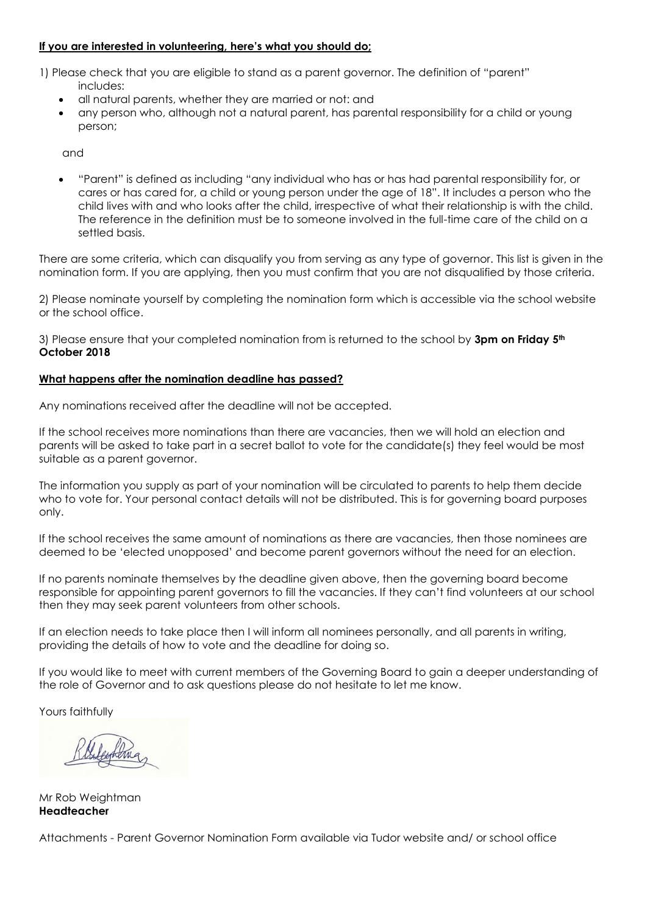**If you are interested in volunteering, here's what you should do;**

1) Please check that you are eligible to stand as a parent governor. The definition of "parent" includes:

- all natural parents, whether they are married or not: and
- any person who, although not a natural parent, has parental responsibility for a child or young person;

and

- "Parent" is defined as including "any individual who has or has had parental responsibility for, or cares or has cared for, a child or young person under the age of 18". It includes a person who the child lives with and who looks after the child, irrespective of what their relationship is with the child. The reference in the definition must be to someone involved in the full-time care of the child on a settled basis.

There are some criteria, which can disqualify you from serving as any type of governor. This list is given in the nomination form. If you are applying, then you must confirm that you are not disqualified by those criteria.

2) Please nominate yourself by completing the nomination form which is accessible via the school website or the school office.

3) Please ensure that your completed nomination from is returned to the school by **3pm on Friday 5th October 2018**

**What happens after the nomination deadline has passed?**

Any nominations received after the deadline will not be accepted.

If the school receives more nominations than there are vacancies, then we will hold an election and parents will be asked to take part in a secret ballot to vote for the candidate(s) they feel would be most suitable as a parent governor.

The information you supply as part of your nomination will be circulated to parents to help them decide who to vote for. Your personal contact details will not be distributed. This is for governing board purposes only.

If the school receives the same amount of nominations as there are vacancies, then those nominees are deemed to be 'elected unopposed' and become parent governors without the need for an election.

If no parents nominate themselves by the deadline given above, then the governing board become responsible for appointing parent governors to fill the vacancies. If they can't find volunteers at our school then they may seek parent volunteers from other schools.

If an election needs to take place then I will inform all nominees personally, and all parents in writing, providing the details of how to vote and the deadline for doing so.

If you would like to meet with current members of the Governing Board to gain a deeper understanding of the role of Governor and to ask questions please do not hesitate to let me know.

Yours faithfully

Mr Rob Weightman
**Headteacher**

Attachments - Parent Governor Nomination Form available via Tudor website and/ or school office